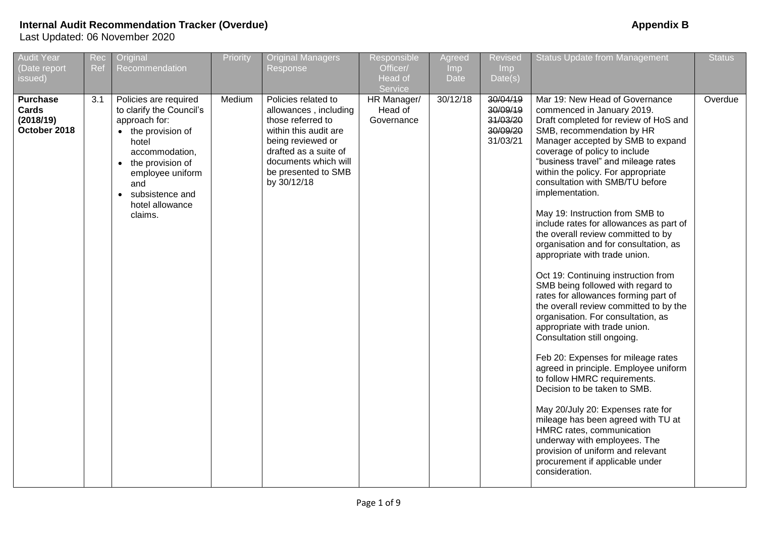**Internal Audit Recommendation Tracker (Overdue)** **Appendix B**

Last Updated: 06 November 2020

| Audit Year (Date report issued) | Rec Ref | Original Recommendation | Priority | Original Managers Response | Responsible Officer/ Head of Service | Agreed Imp Date | Revised Imp Date(s) | Status Update from Management | Status |
|---|---|---|---|---|---|---|---|---|---|
| **Purchase Cards (2018/19) October 2018** | 3.1 | Policies are required to clarify the Council's approach for:<br>• the provision of hotel accommodation,<br>• the provision of employee uniform and<br>• subsistence and hotel allowance claims. | Medium | Policies related to allowances , including those referred to within this audit are being reviewed or drafted as a suite of documents which will be presented to SMB by 30/12/18 | HR Manager/ Head of Governance | 30/12/18 | ~~30/04/19~~<br>~~30/09/19~~<br>~~31/03/20~~<br>~~30/09/20~~<br>31/03/21 | Mar 19: New Head of Governance commenced in January 2019. Draft completed for review of HoS and SMB, recommendation by HR Manager accepted by SMB to expand coverage of policy to include "business travel" and mileage rates within the policy. For appropriate consultation with SMB/TU before implementation.<br><br>May 19: Instruction from SMB to include rates for allowances as part of the overall review committed to by organisation and for consultation, as appropriate with trade union.<br><br>Oct 19: Continuing instruction from SMB being followed with regard to rates for allowances forming part of the overall review committed to by the organisation. For consultation, as appropriate with trade union. Consultation still ongoing.<br><br>Feb 20: Expenses for mileage rates agreed in principle. Employee uniform to follow HMRC requirements. Decision to be taken to SMB.<br><br>May 20/July 20: Expenses rate for mileage has been agreed with TU at HMRC rates, communication underway with employees. The provision of uniform and relevant procurement if applicable under consideration. | Overdue |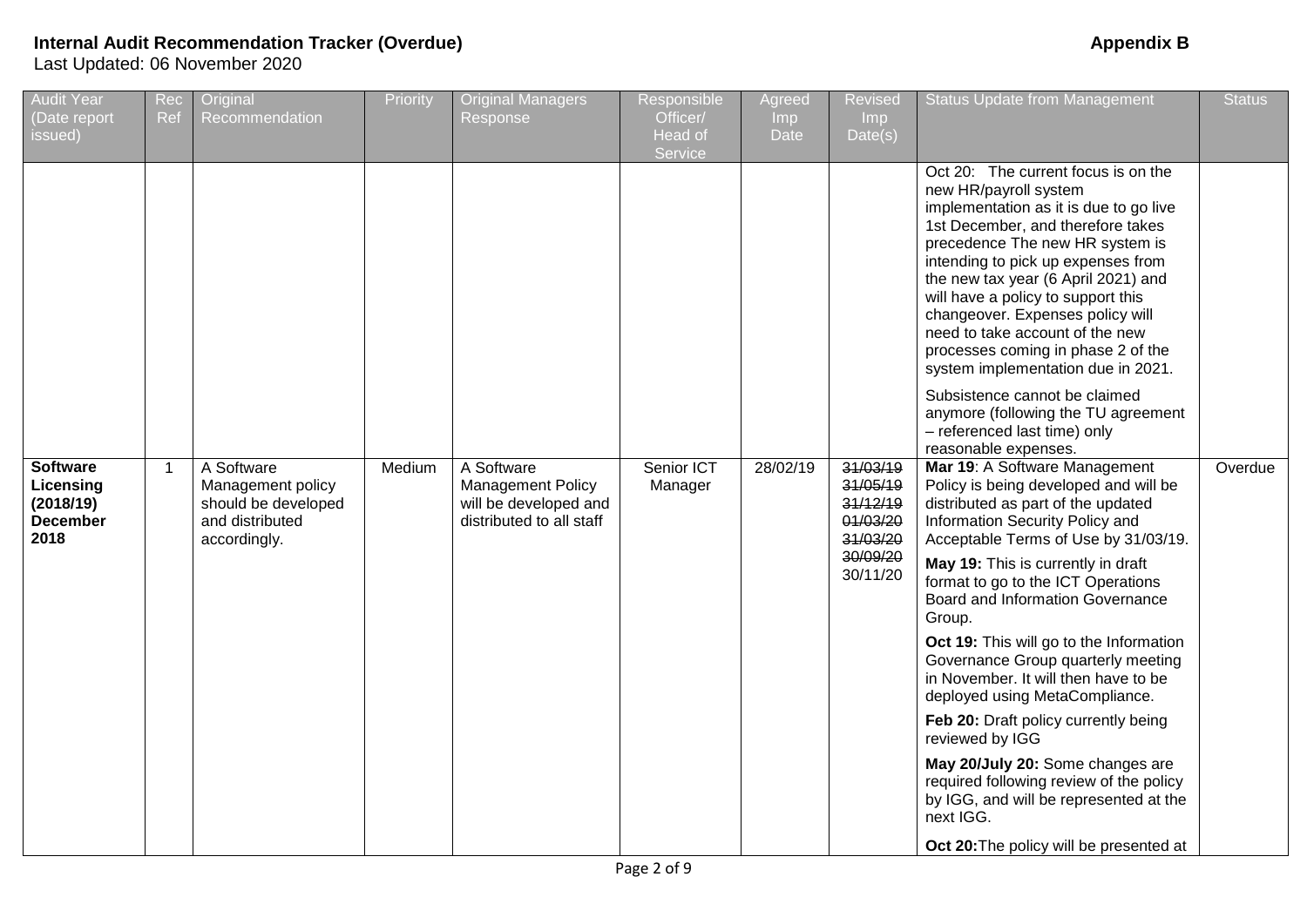**Internal Audit Recommendation Tracker (Overdue)** **Appendix B**

Last Updated: 06 November 2020

| Audit Year (Date report issued) | Rec Ref | Original Recommendation | Priority | Original Managers Response | Responsible Officer/ Head of Service | Agreed Imp Date | Revised Imp Date(s) | Status Update from Management | Status |
|---|---|---|---|---|---|---|---|---|---|
| | | | | | | | | Oct 20: The current focus is on the new HR/payroll system implementation as it is due to go live 1st December, and therefore takes precedence The new HR system is intending to pick up expenses from the new tax year (6 April 2021) and will have a policy to support this changeover. Expenses policy will need to take account of the new processes coming in phase 2 of the system implementation due in 2021. Subsistence cannot be claimed anymore (following the TU agreement – referenced last time) only reasonable expenses. | |
| **Software Licensing (2018/19) December 2018** | 1 | A Software Management policy should be developed and distributed accordingly. | Medium | A Software Management Policy will be developed and distributed to all staff | Senior ICT Manager | 28/02/19 | ~~31/03/19~~ ~~31/05/19~~ ~~31/12/19~~ ~~01/03/20~~ ~~31/03/20~~ ~~30/09/20~~ 30/11/20 | **Mar 19**: A Software Management Policy is being developed and will be distributed as part of the updated Information Security Policy and Acceptable Terms of Use by 31/03/19. **May 19:** This is currently in draft format to go to the ICT Operations Board and Information Governance Group. **Oct 19:** This will go to the Information Governance Group quarterly meeting in November. It will then have to be deployed using MetaCompliance. **Feb 20:** Draft policy currently being reviewed by IGG **May 20/July 20:** Some changes are required following review of the policy by IGG, and will be represented at the next IGG. **Oct 20:**The policy will be presented at | Overdue |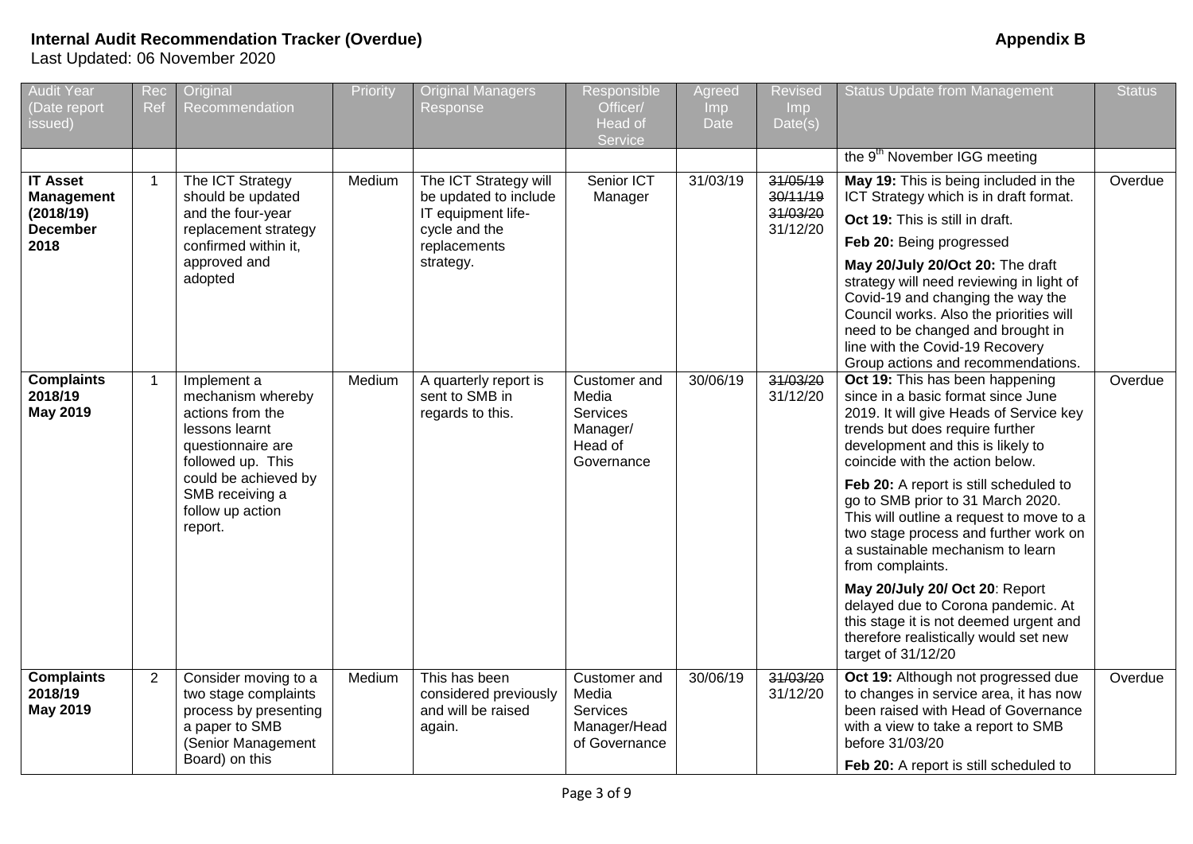**Internal Audit Recommendation Tracker (Overdue)** **Appendix B**

Last Updated: 06 November 2020

| Audit Year (Date report issued) | Rec Ref | Original Recommendation | Priority | Original Managers Response | Responsible Officer/ Head of Service | Agreed Imp Date | Revised Imp Date(s) | Status Update from Management | Status |
|---|---|---|---|---|---|---|---|---|---|
| | | | | | | | | the 9th November IGG meeting | |
| **IT Asset Management (2018/19) December 2018** | 1 | The ICT Strategy should be updated and the four-year replacement strategy confirmed within it, approved and adopted | Medium | The ICT Strategy will be updated to include IT equipment life-cycle and the replacements strategy. | Senior ICT Manager | 31/03/19 | ~~31/05/19~~ ~~30/11/19~~ ~~31/03/20~~ 31/12/20 | **May 19:** This is being included in the ICT Strategy which is in draft format. **Oct 19:** This is still in draft. **Feb 20:** Being progressed **May 20/July 20/Oct 20:** The draft strategy will need reviewing in light of Covid-19 and changing the way the Council works. Also the priorities will need to be changed and brought in line with the Covid-19 Recovery Group actions and recommendations. | Overdue |
| **Complaints 2018/19 May 2019** | 1 | Implement a mechanism whereby actions from the lessons learnt questionnaire are followed up. This could be achieved by SMB receiving a follow up action report. | Medium | A quarterly report is sent to SMB in regards to this. | Customer and Media Services Manager/ Head of Governance | 30/06/19 | ~~31/03/20~~ 31/12/20 | **Oct 19:** This has been happening since in a basic format since June 2019. It will give Heads of Service key trends but does require further development and this is likely to coincide with the action below. **Feb 20:** A report is still scheduled to go to SMB prior to 31 March 2020. This will outline a request to move to a two stage process and further work on a sustainable mechanism to learn from complaints. **May 20/July 20/ Oct 20**: Report delayed due to Corona pandemic. At this stage it is not deemed urgent and therefore realistically would set new target of 31/12/20 | Overdue |
| **Complaints 2018/19 May 2019** | 2 | Consider moving to a two stage complaints process by presenting a paper to SMB (Senior Management Board) on this | Medium | This has been considered previously and will be raised again. | Customer and Media Services Manager/Head of Governance | 30/06/19 | ~~31/03/20~~ 31/12/20 | **Oct 19:** Although not progressed due to changes in service area, it has now been raised with Head of Governance with a view to take a report to SMB before 31/03/20 **Feb 20:** A report is still scheduled to | Overdue |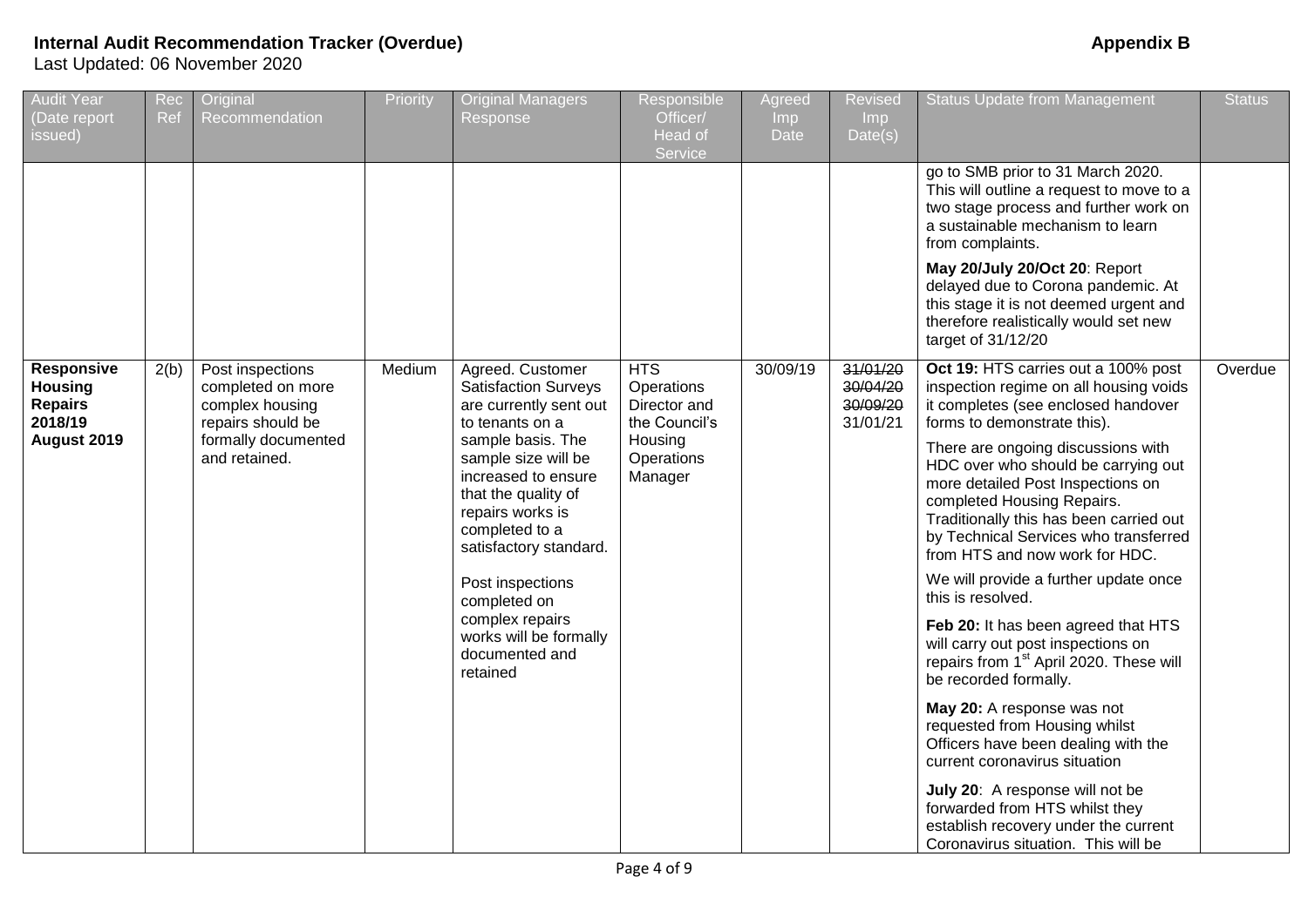**Internal Audit Recommendation Tracker (Overdue)** **Appendix B**

Last Updated: 06 November 2020

| Audit Year (Date report issued) | Rec Ref | Original Recommendation | Priority | Original Managers Response | Responsible Officer/ Head of Service | Agreed Imp Date | Revised Imp Date(s) | Status Update from Management | Status |
|---|---|---|---|---|---|---|---|---|---|
| | | | | | | | | go to SMB prior to 31 March 2020. This will outline a request to move to a two stage process and further work on a sustainable mechanism to learn from complaints.<br><br>**May 20/July 20/Oct 20**: Report delayed due to Corona pandemic. At this stage it is not deemed urgent and therefore realistically would set new target of 31/12/20 | |
| **Responsive Housing Repairs 2018/19**<br>**August 2019** | 2(b) | Post inspections completed on more complex housing repairs should be formally documented and retained. | Medium | Agreed. Customer Satisfaction Surveys are currently sent out to tenants on a sample basis. The sample size will be increased to ensure that the quality of repairs works is completed to a satisfactory standard.<br><br>Post inspections completed on complex repairs works will be formally documented and retained | HTS Operations Director and the Council's Housing Operations Manager | 30/09/19 | ~~31/01/20~~<br>~~30/04/20~~<br>~~30/09/20~~<br>31/01/21 | **Oct 19:** HTS carries out a 100% post inspection regime on all housing voids it completes (see enclosed handover forms to demonstrate this).<br><br>There are ongoing discussions with HDC over who should be carrying out more detailed Post Inspections on completed Housing Repairs. Traditionally this has been carried out by Technical Services who transferred from HTS and now work for HDC.<br><br>We will provide a further update once this is resolved.<br><br>**Feb 20:** It has been agreed that HTS will carry out post inspections on repairs from 1st April 2020. These will be recorded formally.<br><br>**May 20:** A response was not requested from Housing whilst Officers have been dealing with the current coronavirus situation<br><br>**July 20**: A response will not be forwarded from HTS whilst they establish recovery under the current Coronavirus situation. This will be | Overdue |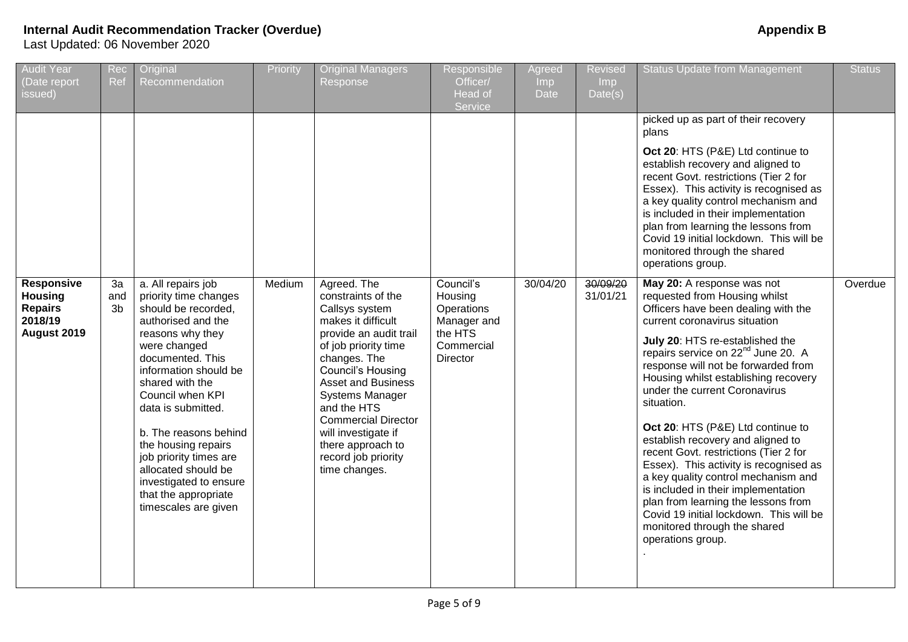**Internal Audit Recommendation Tracker (Overdue)** **Appendix B**

Last Updated: 06 November 2020

| Audit Year (Date report issued) | Rec Ref | Original Recommendation | Priority | Original Managers Response | Responsible Officer/ Head of Service | Agreed Imp Date | Revised Imp Date(s) | Status Update from Management | Status |
|---|---|---|---|---|---|---|---|---|---|
| | | | | | | | | picked up as part of their recovery plans<br><br>**Oct 20**: HTS (P&E) Ltd continue to establish recovery and aligned to recent Govt. restrictions (Tier 2 for Essex). This activity is recognised as a key quality control mechanism and is included in their implementation plan from learning the lessons from Covid 19 initial lockdown. This will be monitored through the shared operations group. | |
| **Responsive Housing Repairs 2018/19 August 2019** | 3a and 3b | a. All repairs job priority time changes should be recorded, authorised and the reasons why they were changed documented. This information should be shared with the Council when KPI data is submitted.<br><br>b. The reasons behind the housing repairs job priority times are allocated should be investigated to ensure that the appropriate timescales are given | Medium | Agreed. The constraints of the Callsys system makes it difficult provide an audit trail of job priority time changes. The Council's Housing Asset and Business Systems Manager and the HTS Commercial Director will investigate if there approach to record job priority time changes. | Council's Housing Operations Manager and the HTS Commercial Director | 30/04/20 | ~~30/09/20~~<br>31/01/21 | **May 20:** A response was not requested from Housing whilst Officers have been dealing with the current coronavirus situation<br><br>**July 20**: HTS re-established the repairs service on 22nd June 20. A response will not be forwarded from Housing whilst establishing recovery under the current Coronavirus situation.<br><br>**Oct 20**: HTS (P&E) Ltd continue to establish recovery and aligned to recent Govt. restrictions (Tier 2 for Essex). This activity is recognised as a key quality control mechanism and is included in their implementation plan from learning the lessons from Covid 19 initial lockdown. This will be monitored through the shared operations group.<br>. | Overdue |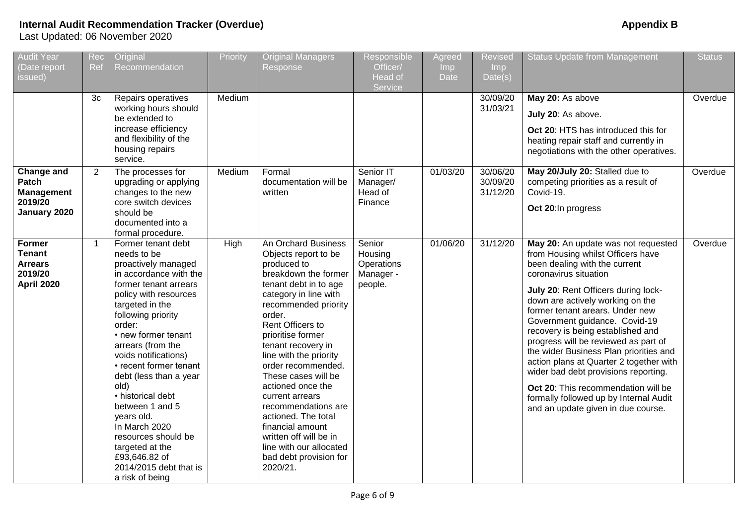**Internal Audit Recommendation Tracker (Overdue)** **Appendix B**

Last Updated: 06 November 2020

| Audit Year (Date report issued) | Rec Ref | Original Recommendation | Priority | Original Managers Response | Responsible Officer/ Head of Service | Agreed Imp Date | Revised Imp Date(s) | Status Update from Management | Status |
|---|---|---|---|---|---|---|---|---|---|
| | 3c | Repairs operatives working hours should be extended to increase efficiency and flexibility of the housing repairs service. | Medium | | | | ~~30/09/20~~ 31/03/21 | **May 20:** As above<br>**July 20**: As above.<br>**Oct 20**: HTS has introduced this for heating repair staff and currently in negotiations with the other operatives. | Overdue |
| **Change and Patch Management 2019/20 January 2020** | 2 | The processes for upgrading or applying changes to the new core switch devices should be documented into a formal procedure. | Medium | Formal documentation will be written | Senior IT Manager/ Head of Finance | 01/03/20 | ~~30/06/20~~ ~~30/09/20~~ 31/12/20 | **May 20/July 20:** Stalled due to competing priorities as a result of Covid-19.<br>**Oct 20**:In progress | Overdue |
| **Former Tenant Arrears 2019/20 April 2020** | 1 | Former tenant debt needs to be proactively managed in accordance with the former tenant arrears policy with resources targeted in the following priority order:<br>• new former tenant arrears (from the voids notifications)<br>• recent former tenant debt (less than a year old)<br>• historical debt between 1 and 5 years old.<br>In March 2020 resources should be targeted at the £93,646.82 of 2014/2015 debt that is a risk of being | High | An Orchard Business Objects report to be produced to breakdown the former tenant debt in to age category in line with recommended priority order.<br>Rent Officers to prioritise former tenant recovery in line with the priority order recommended. These cases will be actioned once the current arrears recommendations are actioned. The total financial amount written off will be in line with our allocated bad debt provision for 2020/21. | Senior Housing Operations Manager - people. | 01/06/20 | 31/12/20 | **May 20:** An update was not requested from Housing whilst Officers have been dealing with the current coronavirus situation<br>**July 20**: Rent Officers during lock-down are actively working on the former tenant arears. Under new Government guidance. Covid-19 recovery is being established and progress will be reviewed as part of the wider Business Plan priorities and action plans at Quarter 2 together with wider bad debt provisions reporting.<br>**Oct 20**: This recommendation will be formally followed up by Internal Audit and an update given in due course. | Overdue |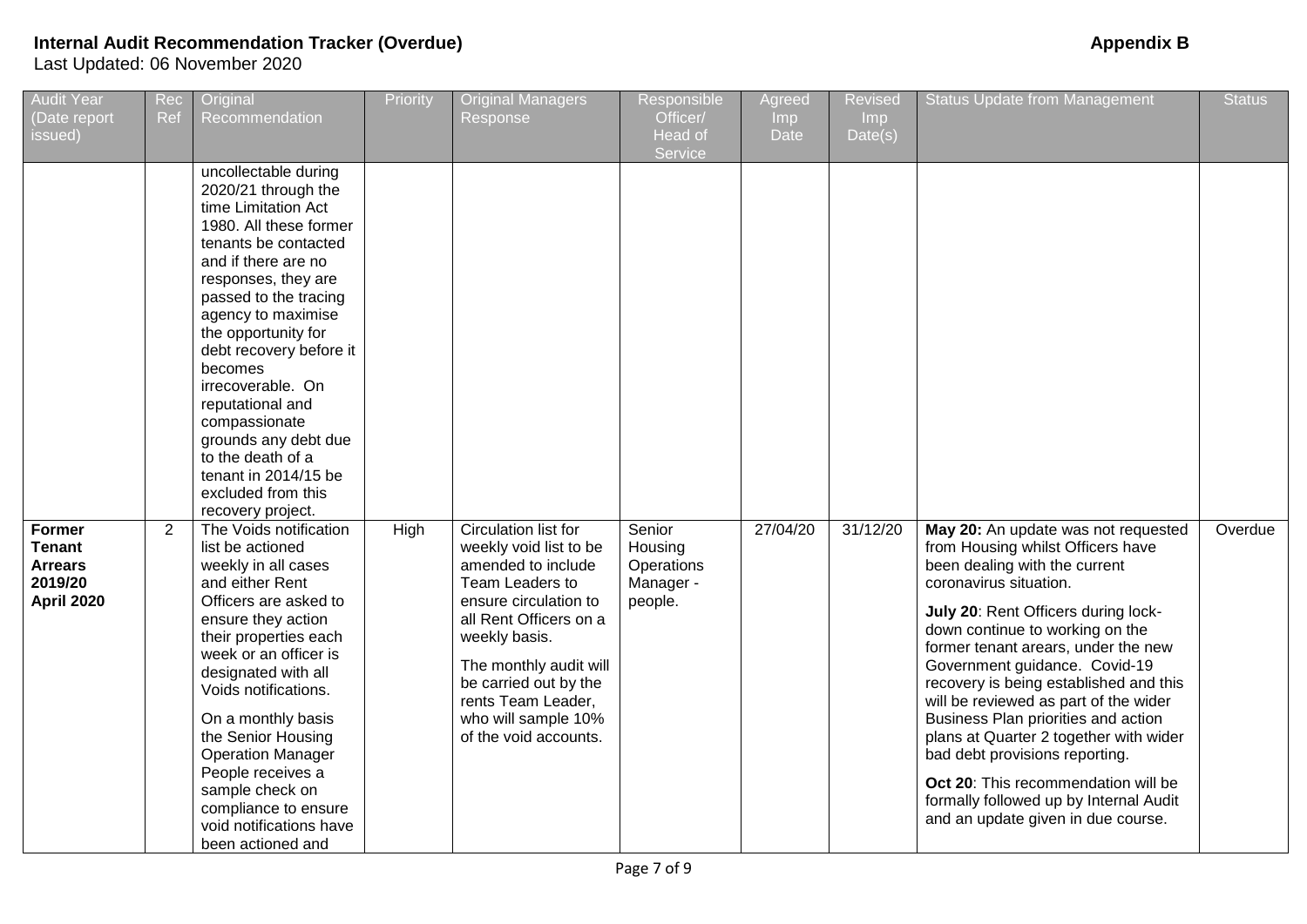**Internal Audit Recommendation Tracker (Overdue)** **Appendix B**

Last Updated: 06 November 2020

| Audit Year (Date report issued) | Rec Ref | Original Recommendation | Priority | Original Managers Response | Responsible Officer/ Head of Service | Agreed Imp Date | Revised Imp Date(s) | Status Update from Management | Status |
|---|---|---|---|---|---|---|---|---|---|
| | | uncollectable during 2020/21 through the time Limitation Act 1980. All these former tenants be contacted and if there are no responses, they are passed to the tracing agency to maximise the opportunity for debt recovery before it becomes irrecoverable. On reputational and compassionate grounds any debt due to the death of a tenant in 2014/15 be excluded from this recovery project. | | | | | | | |
| **Former Tenant Arrears 2019/20 April 2020** | 2 | The Voids notification list be actioned weekly in all cases and either Rent Officers are asked to ensure they action their properties each week or an officer is designated with all Voids notifications.<br><br>On a monthly basis the Senior Housing Operation Manager People receives a sample check on compliance to ensure void notifications have been actioned and | High | Circulation list for weekly void list to be amended to include Team Leaders to ensure circulation to all Rent Officers on a weekly basis.<br><br>The monthly audit will be carried out by the rents Team Leader, who will sample 10% of the void accounts. | Senior Housing Operations Manager - people. | 27/04/20 | 31/12/20 | **May 20:** An update was not requested from Housing whilst Officers have been dealing with the current coronavirus situation.<br><br>**July 20**: Rent Officers during lock-down continue to working on the former tenant arears, under the new Government guidance. Covid-19 recovery is being established and this will be reviewed as part of the wider Business Plan priorities and action plans at Quarter 2 together with wider bad debt provisions reporting.<br><br>**Oct 20**: This recommendation will be formally followed up by Internal Audit and an update given in due course. | Overdue |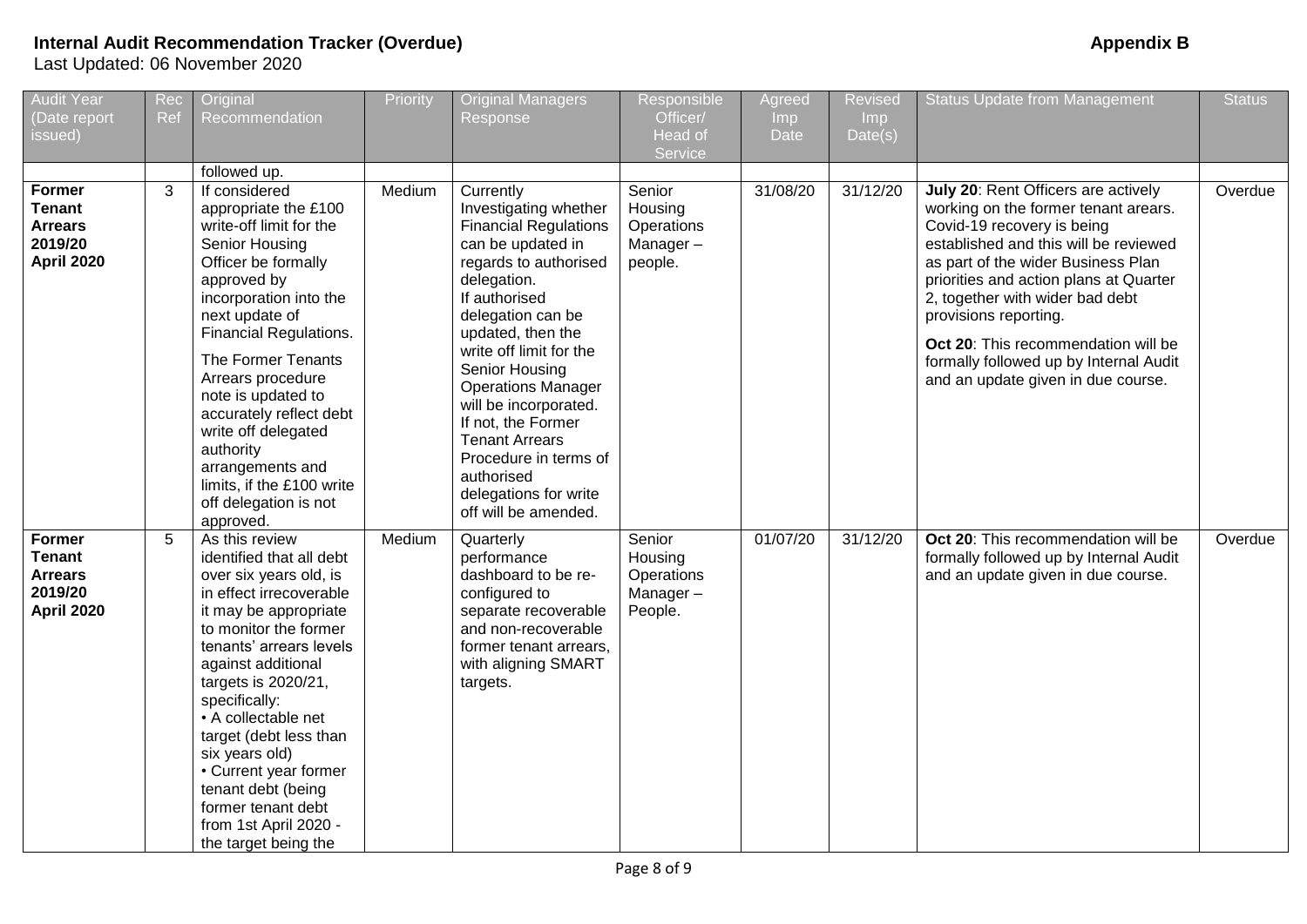**Internal Audit Recommendation Tracker (Overdue)** **Appendix B**

Last Updated: 06 November 2020

| Audit Year (Date report issued) | Rec Ref | Original Recommendation | Priority | Original Managers Response | Responsible Officer/ Head of Service | Agreed Imp Date | Revised Imp Date(s) | Status Update from Management | Status |
|---|---|---|---|---|---|---|---|---|---|
| | | followed up. | | | | | | | |
| **Former Tenant Arrears 2019/20 April 2020** | 3 | If considered appropriate the £100 write-off limit for the Senior Housing Officer be formally approved by incorporation into the next update of Financial Regulations. The Former Tenants Arrears procedure note is updated to accurately reflect debt write off delegated authority arrangements and limits, if the £100 write off delegation is not approved. | Medium | Currently Investigating whether Financial Regulations can be updated in regards to authorised delegation. If authorised delegation can be updated, then the write off limit for the Senior Housing Operations Manager will be incorporated. If not, the Former Tenant Arrears Procedure in terms of authorised delegations for write off will be amended. | Senior Housing Operations Manager – people. | 31/08/20 | 31/12/20 | **July 20**: Rent Officers are actively working on the former tenant arears. Covid-19 recovery is being established and this will be reviewed as part of the wider Business Plan priorities and action plans at Quarter 2, together with wider bad debt provisions reporting. **Oct 20**: This recommendation will be formally followed up by Internal Audit and an update given in due course. | Overdue |
| **Former Tenant Arrears 2019/20 April 2020** | 5 | As this review identified that all debt over six years old, is in effect irrecoverable it may be appropriate to monitor the former tenants' arrears levels against additional targets is 2020/21, specifically: • A collectable net target (debt less than six years old) • Current year former tenant debt (being former tenant debt from 1st April 2020 - the target being the | Medium | Quarterly performance dashboard to be re-configured to separate recoverable and non-recoverable former tenant arrears, with aligning SMART targets. | Senior Housing Operations Manager – People. | 01/07/20 | 31/12/20 | **Oct 20**: This recommendation will be formally followed up by Internal Audit and an update given in due course. | Overdue |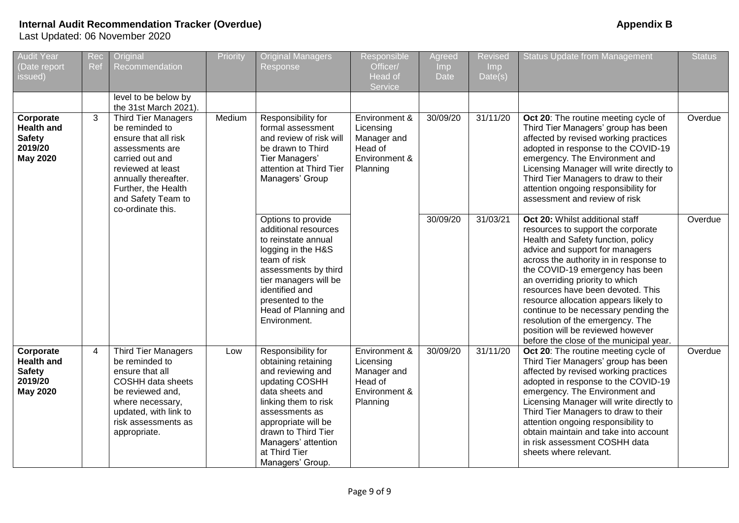**Internal Audit Recommendation Tracker (Overdue)** **Appendix B**

Last Updated: 06 November 2020

| Audit Year (Date report issued) | Rec Ref | Original Recommendation | Priority | Original Managers Response | Responsible Officer/ Head of Service | Agreed Imp Date | Revised Imp Date(s) | Status Update from Management | Status |
|---|---|---|---|---|---|---|---|---|---|
| | | level to be below by the 31st March 2021). | | | | | | | |
| **Corporate Health and Safety 2019/20 May 2020** | 3 | Third Tier Managers be reminded to ensure that all risk assessments are carried out and reviewed at least annually thereafter. Further, the Health and Safety Team to co-ordinate this. | Medium | Responsibility for formal assessment and review of risk will be drawn to Third Tier Managers' attention at Third Tier Managers' Group | Environment & Licensing Manager and Head of Environment & Planning | 30/09/20 | 31/11/20 | **Oct 20**: The routine meeting cycle of Third Tier Managers' group has been affected by revised working practices adopted in response to the COVID-19 emergency. The Environment and Licensing Manager will write directly to Third Tier Managers to draw to their attention ongoing responsibility for assessment and review of risk | Overdue |
| | | | | Options to provide additional resources to reinstate annual logging in the H&S team of risk assessments by third tier managers will be identified and presented to the Head of Planning and Environment. | | 30/09/20 | 31/03/21 | **Oct 20:** Whilst additional staff resources to support the corporate Health and Safety function, policy advice and support for managers across the authority in in response to the COVID-19 emergency has been an overriding priority to which resources have been devoted. This resource allocation appears likely to continue to be necessary pending the resolution of the emergency. The position will be reviewed however before the close of the municipal year. | Overdue |
| **Corporate Health and Safety 2019/20 May 2020** | 4 | Third Tier Managers be reminded to ensure that all COSHH data sheets be reviewed and, where necessary, updated, with link to risk assessments as appropriate. | Low | Responsibility for obtaining retaining and reviewing and updating COSHH data sheets and linking them to risk assessments as appropriate will be drawn to Third Tier Managers' attention at Third Tier Managers' Group. | Environment & Licensing Manager and Head of Environment & Planning | 30/09/20 | 31/11/20 | **Oct 20**: The routine meeting cycle of Third Tier Managers' group has been affected by revised working practices adopted in response to the COVID-19 emergency. The Environment and Licensing Manager will write directly to Third Tier Managers to draw to their attention ongoing responsibility to obtain maintain and take into account in risk assessment COSHH data sheets where relevant. | Overdue |